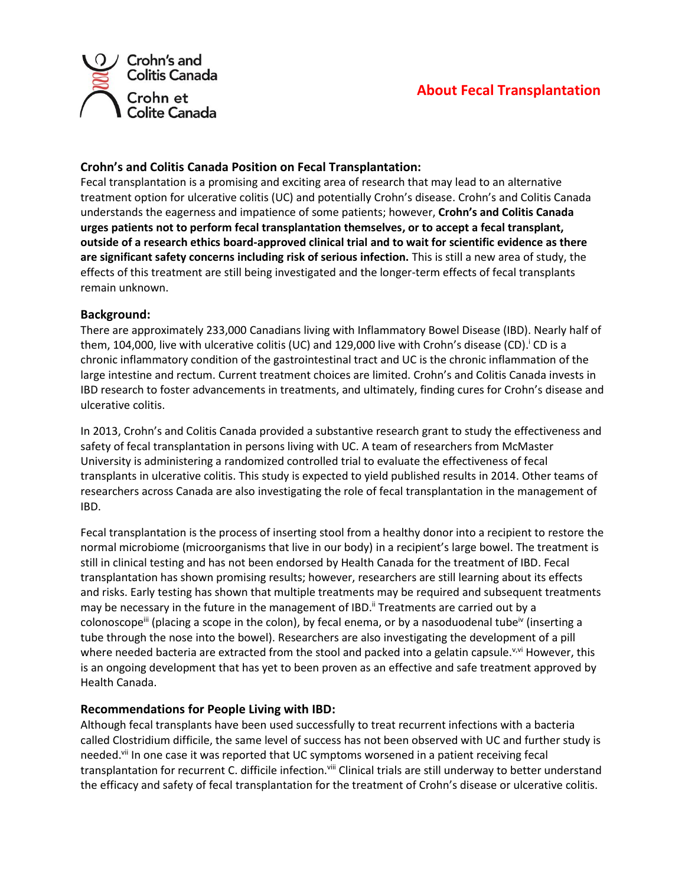Crohn's and Colitis Canada

Crohn et Colite Canada

# About Fecal Transplantation

## Crohn's and Colitis Canada Position on Fecal Transplantation:

Fecal transplantation is a promising and exciting area of research that may lead to an alternative treatment option for ulcerative colitis (UC) and potentially Crohn's disease. Crohn's and Colitis Canada understands the eagerness and impatience of some patients; however, **Crohn's and Colitis Canada urges patients not to perform fecal transplantation themselves, or to accept a fecal transplant, outside of a research ethics board-approved clinical trial and to wait for scientific evidence as there are significant safety concerns including risk of serious infection.** This is still a new area of study, the effects of this treatment are still being investigated and the longer-term effects of fecal transplants remain unknown.

## Background:

There are approximately 233,000 Canadians living with Inflammatory Bowel Disease (IBD). Nearly half of them, 104,000, live with ulcerative colitis (UC) and 129,000 live with Crohn's disease (CD).[i] CD is a chronic inflammatory condition of the gastrointestinal tract and UC is the chronic inflammation of the large intestine and rectum. Current treatment choices are limited. Crohn's and Colitis Canada invests in IBD research to foster advancements in treatments, and ultimately, finding cures for Crohn's disease and ulcerative colitis.

In 2013, Crohn's and Colitis Canada provided a substantive research grant to study the effectiveness and safety of fecal transplantation in persons living with UC. A team of researchers from McMaster University is administering a randomized controlled trial to evaluate the effectiveness of fecal transplants in ulcerative colitis. This study is expected to yield published results in 2014. Other teams of researchers across Canada are also investigating the role of fecal transplantation in the management of IBD.

Fecal transplantation is the process of inserting stool from a healthy donor into a recipient to restore the normal microbiome (microorganisms that live in our body) in a recipient's large bowel. The treatment is still in clinical testing and has not been endorsed by Health Canada for the treatment of IBD. Fecal transplantation has shown promising results; however, researchers are still learning about its effects and risks. Early testing has shown that multiple treatments may be required and subsequent treatments may be necessary in the future in the management of IBD.[ii] Treatments are carried out by a colonoscope[iii] (placing a scope in the colon), by fecal enema, or by a nasoduodenal tube[iv] (inserting a tube through the nose into the bowel). Researchers are also investigating the development of a pill where needed bacteria are extracted from the stool and packed into a gelatin capsule.[v,vi] However, this is an ongoing development that has yet to been proven as an effective and safe treatment approved by Health Canada.

## Recommendations for People Living with IBD:

Although fecal transplants have been used successfully to treat recurrent infections with a bacteria called Clostridium difficile, the same level of success has not been observed with UC and further study is needed.[vii] In one case it was reported that UC symptoms worsened in a patient receiving fecal transplantation for recurrent C. difficile infection.[viii] Clinical trials are still underway to better understand the efficacy and safety of fecal transplantation for the treatment of Crohn's disease or ulcerative colitis.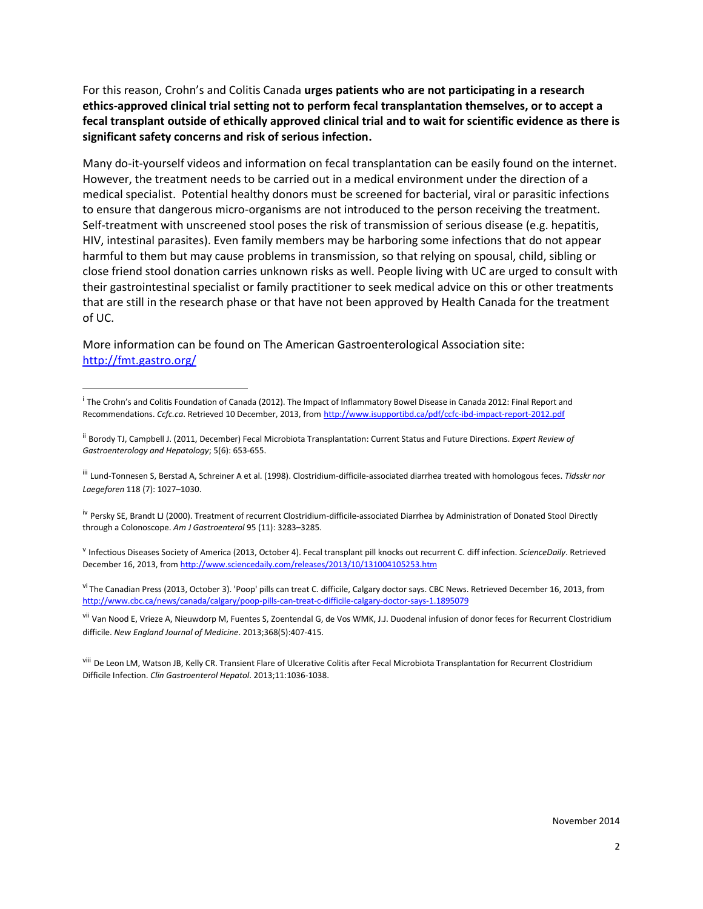For this reason, Crohn's and Colitis Canada **urges patients who are not participating in a research ethics-approved clinical trial setting not to perform fecal transplantation themselves, or to accept a fecal transplant outside of ethically approved clinical trial and to wait for scientific evidence as there is significant safety concerns and risk of serious infection.**

Many do-it-yourself videos and information on fecal transplantation can be easily found on the internet. However, the treatment needs to be carried out in a medical environment under the direction of a medical specialist. Potential healthy donors must be screened for bacterial, viral or parasitic infections to ensure that dangerous micro-organisms are not introduced to the person receiving the treatment. Self-treatment with unscreened stool poses the risk of transmission of serious disease (e.g. hepatitis, HIV, intestinal parasites). Even family members may be harboring some infections that do not appear harmful to them but may cause problems in transmission, so that relying on spousal, child, sibling or close friend stool donation carries unknown risks as well. People living with UC are urged to consult with their gastrointestinal specialist or family practitioner to seek medical advice on this or other treatments that are still in the research phase or that have not been approved by Health Canada for the treatment of UC.

More information can be found on The American Gastroenterological Association site: http://fmt.gastro.org/

---

[i] The Crohn's and Colitis Foundation of Canada (2012). The Impact of Inflammatory Bowel Disease in Canada 2012: Final Report and Recommendations. *Ccfc.ca*. Retrieved 10 December, 2013, from http://www.isupportibd.ca/pdf/ccfc-ibd-impact-report-2012.pdf

[ii] Borody TJ, Campbell J. (2011, December) Fecal Microbiota Transplantation: Current Status and Future Directions. *Expert Review of Gastroenterology and Hepatology*; 5(6): 653-655.

[iii] Lund-Tonnesen S, Berstad A, Schreiner A et al. (1998). Clostridium-difficile-associated diarrhea treated with homologous feces. *Tidsskr nor Laegeforen* 118 (7): 1027–1030.

[iv] Persky SE, Brandt LJ (2000). Treatment of recurrent Clostridium-difficile-associated Diarrhea by Administration of Donated Stool Directly through a Colonoscope. *Am J Gastroenterol* 95 (11): 3283–3285.

[v] Infectious Diseases Society of America (2013, October 4). Fecal transplant pill knocks out recurrent C. diff infection. *ScienceDaily*. Retrieved December 16, 2013, from http://www.sciencedaily.com/releases/2013/10/131004105253.htm

[vi] The Canadian Press (2013, October 3). 'Poop' pills can treat C. difficile, Calgary doctor says. CBC News. Retrieved December 16, 2013, from http://www.cbc.ca/news/canada/calgary/poop-pills-can-treat-c-difficile-calgary-doctor-says-1.1895079

[vii] Van Nood E, Vrieze A, Nieuwdorp M, Fuentes S, Zoentendal G, de Vos WMK, J.J. Duodenal infusion of donor feces for Recurrent Clostridium difficile. *New England Journal of Medicine*. 2013;368(5):407-415.

[viii] De Leon LM, Watson JB, Kelly CR. Transient Flare of Ulcerative Colitis after Fecal Microbiota Transplantation for Recurrent Clostridium Difficile Infection. *Clin Gastroenterol Hepatol*. 2013;11:1036-1038.

November 2014